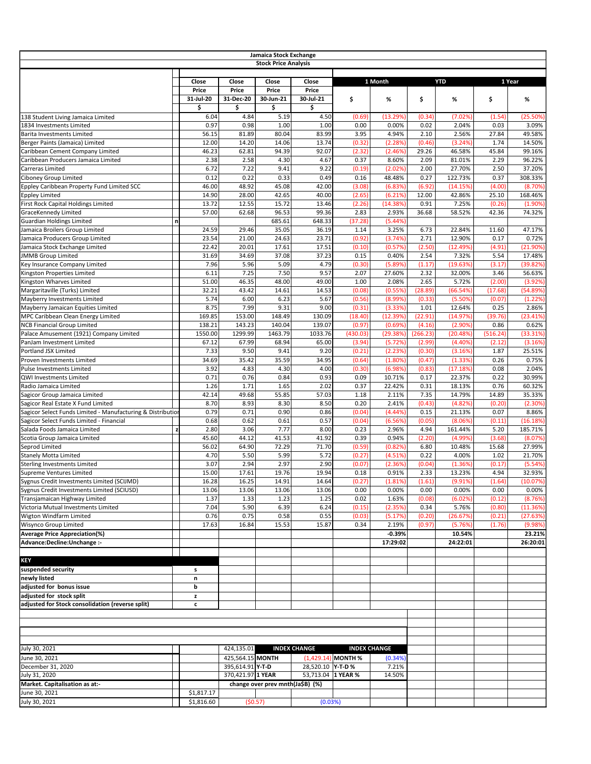# Jamaica Stock Exchange

## Stock Price Analysis

| | | Close Price 31-Jul-20 $ | Close Price 31-Dec-20 $ | Close Price 30-Jun-21 $ | Close Price 30-Jul-21 $ | 1 Month $ | 1 Month % | YTD $ | YTD % | 1 Year $ | 1 Year % |
|---|---|---|---|---|---|---|---|---|---|---|---|
| 138 Student Living Jamaica Limited | | 6.04 | 4.84 | 5.19 | 4.50 | (0.69) | (13.29%) | (0.34) | (7.02%) | (1.54) | (25.50%) |
| 1834 Investments Limited | | 0.97 | 0.98 | 1.00 | 1.00 | 0.00 | 0.00% | 0.02 | 2.04% | 0.03 | 3.09% |
| Barita Investments Limited | | 56.15 | 81.89 | 80.04 | 83.99 | 3.95 | 4.94% | 2.10 | 2.56% | 27.84 | 49.58% |
| Berger Paints (Jamaica) Limited | | 12.00 | 14.20 | 14.06 | 13.74 | (0.32) | (2.28%) | (0.46) | (3.24%) | 1.74 | 14.50% |
| Caribbean Cement Company Limited | | 46.23 | 62.81 | 94.39 | 92.07 | (2.32) | (2.46%) | 29.26 | 46.58% | 45.84 | 99.16% |
| Caribbean Producers Jamaica Limited | | 2.38 | 2.58 | 4.30 | 4.67 | 0.37 | 8.60% | 2.09 | 81.01% | 2.29 | 96.22% |
| Carreras Limited | | 6.72 | 7.22 | 9.41 | 9.22 | (0.19) | (2.02%) | 2.00 | 27.70% | 2.50 | 37.20% |
| Ciboney Group Limited | | 0.12 | 0.22 | 0.33 | 0.49 | 0.16 | 48.48% | 0.27 | 122.73% | 0.37 | 308.33% |
| Eppley Caribbean Property Fund Limited SCC | | 46.00 | 48.92 | 45.08 | 42.00 | (3.08) | (6.83%) | (6.92) | (14.15%) | (4.00) | (8.70%) |
| Eppley Limited | | 14.90 | 28.00 | 42.65 | 40.00 | (2.65) | (6.21%) | 12.00 | 42.86% | 25.10 | 168.46% |
| First Rock Capital Holdings Limited | | 13.72 | 12.55 | 15.72 | 13.46 | (2.26) | (14.38%) | 0.91 | 7.25% | (0.26) | (1.90%) |
| GraceKennedy Limited | | 57.00 | 62.68 | 96.53 | 99.36 | 2.83 | 2.93% | 36.68 | 58.52% | 42.36 | 74.32% |
| Guardian Holdings Limited | n | | | 685.61 | 648.33 | (37.28) | (5.44%) | | | | |
| Jamaica Broilers Group Limited | | 24.59 | 29.46 | 35.05 | 36.19 | 1.14 | 3.25% | 6.73 | 22.84% | 11.60 | 47.17% |
| Jamaica Producers Group Limited | | 23.54 | 21.00 | 24.63 | 23.71 | (0.92) | (3.74%) | 2.71 | 12.90% | 0.17 | 0.72% |
| Jamaica Stock Exchange Limited | | 22.42 | 20.01 | 17.61 | 17.51 | (0.10) | (0.57%) | (2.50) | (12.49%) | (4.91) | (21.90%) |
| JMMB Group Limited | | 31.69 | 34.69 | 37.08 | 37.23 | 0.15 | 0.40% | 2.54 | 7.32% | 5.54 | 17.48% |
| Key Insurance Company Limited | | 7.96 | 5.96 | 5.09 | 4.79 | (0.30) | (5.89%) | (1.17) | (19.63%) | (3.17) | (39.82%) |
| Kingston Properties Limited | | 6.11 | 7.25 | 7.50 | 9.57 | 2.07 | 27.60% | 2.32 | 32.00% | 3.46 | 56.63% |
| Kingston Wharves Limited | | 51.00 | 46.35 | 48.00 | 49.00 | 1.00 | 2.08% | 2.65 | 5.72% | (2.00) | (3.92%) |
| Margaritaville (Turks) Limited | | 32.21 | 43.42 | 14.61 | 14.53 | (0.08) | (0.55%) | (28.89) | (66.54%) | (17.68) | (54.89%) |
| Mayberry Investments Limited | | 5.74 | 6.00 | 6.23 | 5.67 | (0.56) | (8.99%) | (0.33) | (5.50%) | (0.07) | (1.22%) |
| Mayberry Jamaican Equities Limited | | 8.75 | 7.99 | 9.31 | 9.00 | (0.31) | (3.33%) | 1.01 | 12.64% | 0.25 | 2.86% |
| MPC Caribbean Clean Energy Limited | | 169.85 | 153.00 | 148.49 | 130.09 | (18.40) | (12.39%) | (22.91) | (14.97%) | (39.76) | (23.41%) |
| NCB Financial Group Limited | | 138.21 | 143.23 | 140.04 | 139.07 | (0.97) | (0.69%) | (4.16) | (2.90%) | 0.86 | 0.62% |
| Palace Amusement (1921) Company Limited | | 1550.00 | 1299.99 | 1463.79 | 1033.76 | (430.03) | (29.38%) | (266.23) | (20.48%) | (516.24) | (33.31%) |
| PanJam Investment Limited | | 67.12 | 67.99 | 68.94 | 65.00 | (3.94) | (5.72%) | (2.99) | (4.40%) | (2.12) | (3.16%) |
| Portland JSX Limited | | 7.33 | 9.50 | 9.41 | 9.20 | (0.21) | (2.23%) | (0.30) | (3.16%) | 1.87 | 25.51% |
| Proven Investments Limited | | 34.69 | 35.42 | 35.59 | 34.95 | (0.64) | (1.80%) | (0.47) | (1.33%) | 0.26 | 0.75% |
| Pulse Investments Limited | | 3.92 | 4.83 | 4.30 | 4.00 | (0.30) | (6.98%) | (0.83) | (17.18%) | 0.08 | 2.04% |
| QWI Investments Limited | | 0.71 | 0.76 | 0.84 | 0.93 | 0.09 | 10.71% | 0.17 | 22.37% | 0.22 | 30.99% |
| Radio Jamaica Limited | | 1.26 | 1.71 | 1.65 | 2.02 | 0.37 | 22.42% | 0.31 | 18.13% | 0.76 | 60.32% |
| Sagicor Group Jamaica Limited | | 42.14 | 49.68 | 55.85 | 57.03 | 1.18 | 2.11% | 7.35 | 14.79% | 14.89 | 35.33% |
| Sagicor Real Estate X Fund Limited | | 8.70 | 8.93 | 8.30 | 8.50 | 0.20 | 2.41% | (0.43) | (4.82%) | (0.20) | (2.30%) |
| Sagicor Select Funds Limited - Manufacturing & Distribution | | 0.79 | 0.71 | 0.90 | 0.86 | (0.04) | (4.44%) | 0.15 | 21.13% | 0.07 | 8.86% |
| Sagicor Select Funds Limited - Financial | | 0.68 | 0.62 | 0.61 | 0.57 | (0.04) | (6.56%) | (0.05) | (8.06%) | (0.11) | (16.18%) |
| Salada Foods Jamaica Limited | z | 2.80 | 3.06 | 7.77 | 8.00 | 0.23 | 2.96% | 4.94 | 161.44% | 5.20 | 185.71% |
| Scotia Group Jamaica Limited | | 45.60 | 44.12 | 41.53 | 41.92 | 0.39 | 0.94% | (2.20) | (4.99%) | (3.68) | (8.07%) |
| Seprod Limited | | 56.02 | 64.90 | 72.29 | 71.70 | (0.59) | (0.82%) | 6.80 | 10.48% | 15.68 | 27.99% |
| Stanely Motta Limited | | 4.70 | 5.50 | 5.99 | 5.72 | (0.27) | (4.51%) | 0.22 | 4.00% | 1.02 | 21.70% |
| Sterling Investments Limited | | 3.07 | 2.94 | 2.97 | 2.90 | (0.07) | (2.36%) | (0.04) | (1.36%) | (0.17) | (5.54%) |
| Supreme Ventures Limited | | 15.00 | 17.61 | 19.76 | 19.94 | 0.18 | 0.91% | 2.33 | 13.23% | 4.94 | 32.93% |
| Sygnus Credit Investments Limited (SCIJMD) | | 16.28 | 16.25 | 14.91 | 14.64 | (0.27) | (1.81%) | (1.61) | (9.91%) | (1.64) | (10.07%) |
| Sygnus Credit Investments Limited (SCIUSD) | | 13.06 | 13.06 | 13.06 | 13.06 | 0.00 | 0.00% | 0.00 | 0.00% | 0.00 | 0.00% |
| Transjamaican Highway Limited | | 1.37 | 1.33 | 1.23 | 1.25 | 0.02 | 1.63% | (0.08) | (6.02%) | (0.12) | (8.76%) |
| Victoria Mutual Investments Limited | | 7.04 | 5.90 | 6.39 | 6.24 | (0.15) | (2.35%) | 0.34 | 5.76% | (0.80) | (11.36%) |
| Wigton Windfarm Limited | | 0.76 | 0.75 | 0.58 | 0.55 | (0.03) | (5.17%) | (0.20) | (26.67%) | (0.21) | (27.63%) |
| Wisynco Group Limited | | 17.63 | 16.84 | 15.53 | 15.87 | 0.34 | 2.19% | (0.97) | (5.76%) | (1.76) | (9.98%) |
| **Average Price Appreciation(%)** | | | | | | | **-0.39%** | | **10.54%** | | **23.21%** |
| **Advance:Decline:Unchange :-** | | | | | | | **17:29:02** | | **24:22:01** | | **26:20:01** |

| **KEY** | |
|---|---|
| **suspended security** | **s** |
| **newly listed** | **n** |
| **adjusted for bonus issue** | **b** |
| **adjusted for stock split** | **z** |
| **adjusted for Stock consolidation (reverse split)** | **c** |

| | | | INDEX CHANGE | | INDEX CHANGE |
|---|---|---|---|---|---|
| July 30, 2021 | 424,135.01 | | | | |
| June 30, 2021 | 425,564.15 | MONTH | (1,429.14) | MONTH % | (0.34%) |
| December 31, 2020 | 395,614.91 | Y-T-D | 28,520.10 | Y-T-D % | 7.21% |
| July 31, 2020 | 370,421.97 | 1 YEAR | 53,713.04 | 1 YEAR % | 14.50% |

| **Market. Capitalisation as at:-** | | **change over prev mnth(Ja$B) (%)** | |
|---|---|---|---|
| June 30, 2021 | $1,817.17 | | |
| July 30, 2021 | $1,816.60 | ($0.57) | (0.03%) |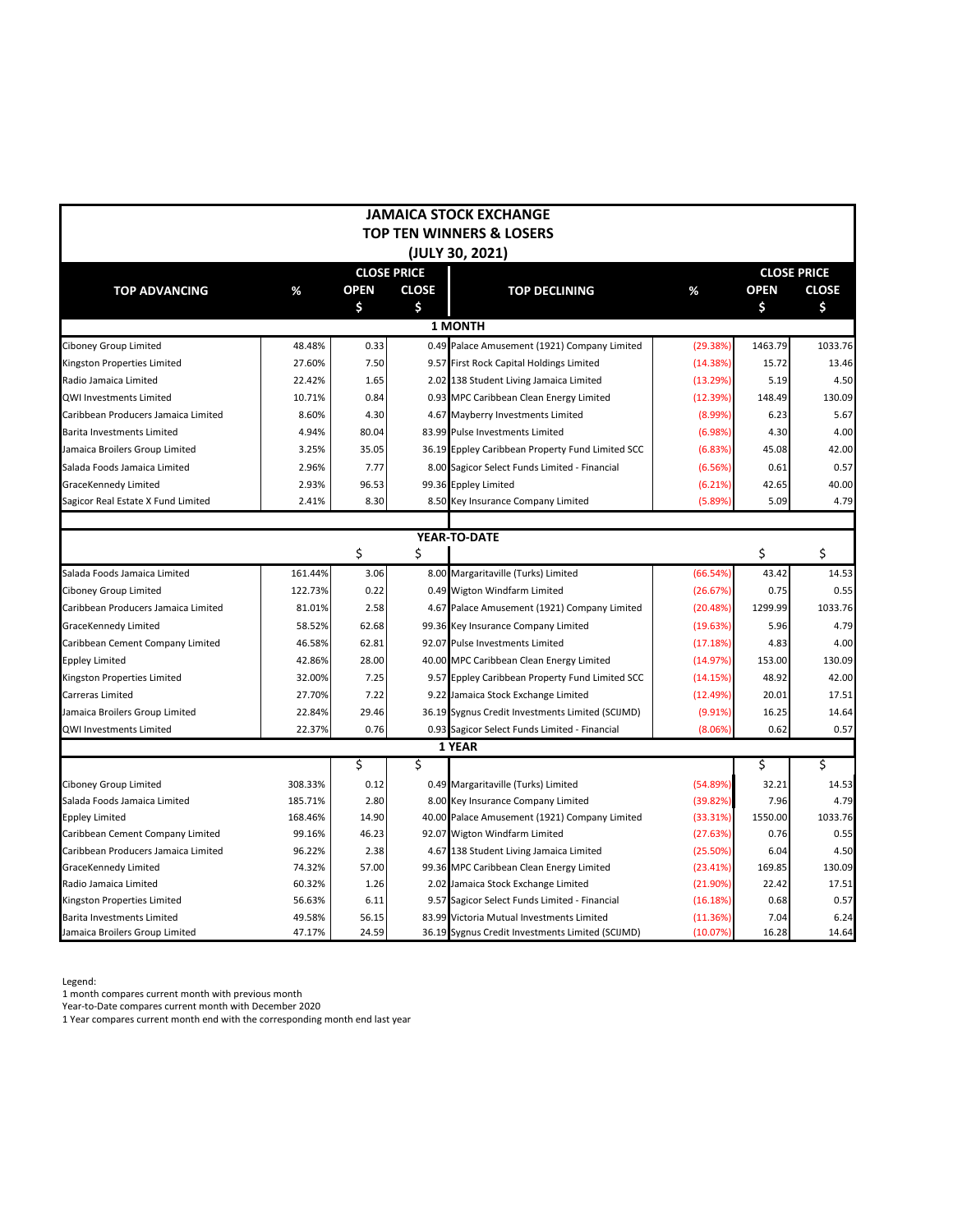# JAMAICA STOCK EXCHANGE
## TOP TEN WINNERS & LOSERS
### (JULY 30, 2021)

| TOP ADVANCING | % | CLOSE PRICE OPEN $ | CLOSE $ | TOP DECLINING | % | CLOSE PRICE OPEN $ | CLOSE $ |
|---|---|---|---|---|---|---|---|
| **1 MONTH** | | | | | | | |
| Ciboney Group Limited | 48.48% | 0.33 | 0.49 | Palace Amusement (1921) Company Limited | (29.38%) | 1463.79 | 1033.76 |
| Kingston Properties Limited | 27.60% | 7.50 | 9.57 | First Rock Capital Holdings Limited | (14.38%) | 15.72 | 13.46 |
| Radio Jamaica Limited | 22.42% | 1.65 | 2.02 | 138 Student Living Jamaica Limited | (13.29%) | 5.19 | 4.50 |
| QWI Investments Limited | 10.71% | 0.84 | 0.93 | MPC Caribbean Clean Energy Limited | (12.39%) | 148.49 | 130.09 |
| Caribbean Producers Jamaica Limited | 8.60% | 4.30 | 4.67 | Mayberry Investments Limited | (8.99%) | 6.23 | 5.67 |
| Barita Investments Limited | 4.94% | 80.04 | 83.99 | Pulse Investments Limited | (6.98%) | 4.30 | 4.00 |
| Jamaica Broilers Group Limited | 3.25% | 35.05 | 36.19 | Eppley Caribbean Property Fund Limited SCC | (6.83%) | 45.08 | 42.00 |
| Salada Foods Jamaica Limited | 2.96% | 7.77 | 8.00 | Sagicor Select Funds Limited - Financial | (6.56%) | 0.61 | 0.57 |
| GraceKennedy Limited | 2.93% | 96.53 | 99.36 | Eppley Limited | (6.21%) | 42.65 | 40.00 |
| Sagicor Real Estate X Fund Limited | 2.41% | 8.30 | 8.50 | Key Insurance Company Limited | (5.89%) | 5.09 | 4.79 |
| **YEAR-TO-DATE** | | $ | $ | | | $ | $ |
| Salada Foods Jamaica Limited | 161.44% | 3.06 | 8.00 | Margaritaville (Turks) Limited | (66.54%) | 43.42 | 14.53 |
| Ciboney Group Limited | 122.73% | 0.22 | 0.49 | Wigton Windfarm Limited | (26.67%) | 0.75 | 0.55 |
| Caribbean Producers Jamaica Limited | 81.01% | 2.58 | 4.67 | Palace Amusement (1921) Company Limited | (20.48%) | 1299.99 | 1033.76 |
| GraceKennedy Limited | 58.52% | 62.68 | 99.36 | Key Insurance Company Limited | (19.63%) | 5.96 | 4.79 |
| Caribbean Cement Company Limited | 46.58% | 62.81 | 92.07 | Pulse Investments Limited | (17.18%) | 4.83 | 4.00 |
| Eppley Limited | 42.86% | 28.00 | 40.00 | MPC Caribbean Clean Energy Limited | (14.97%) | 153.00 | 130.09 |
| Kingston Properties Limited | 32.00% | 7.25 | 9.57 | Eppley Caribbean Property Fund Limited SCC | (14.15%) | 48.92 | 42.00 |
| Carreras Limited | 27.70% | 7.22 | 9.22 | Jamaica Stock Exchange Limited | (12.49%) | 20.01 | 17.51 |
| Jamaica Broilers Group Limited | 22.84% | 29.46 | 36.19 | Sygnus Credit Investments Limited (SCIJMD) | (9.91%) | 16.25 | 14.64 |
| QWI Investments Limited | 22.37% | 0.76 | 0.93 | Sagicor Select Funds Limited - Financial | (8.06%) | 0.62 | 0.57 |
| **1 YEAR** | | $ | $ | | | $ | $ |
| Ciboney Group Limited | 308.33% | 0.12 | 0.49 | Margaritaville (Turks) Limited | (54.89%) | 32.21 | 14.53 |
| Salada Foods Jamaica Limited | 185.71% | 2.80 | 8.00 | Key Insurance Company Limited | (39.82%) | 7.96 | 4.79 |
| Eppley Limited | 168.46% | 14.90 | 40.00 | Palace Amusement (1921) Company Limited | (33.31%) | 1550.00 | 1033.76 |
| Caribbean Cement Company Limited | 99.16% | 46.23 | 92.07 | Wigton Windfarm Limited | (27.63%) | 0.76 | 0.55 |
| Caribbean Producers Jamaica Limited | 96.22% | 2.38 | 4.67 | 138 Student Living Jamaica Limited | (25.50%) | 6.04 | 4.50 |
| GraceKennedy Limited | 74.32% | 57.00 | 99.36 | MPC Caribbean Clean Energy Limited | (23.41%) | 169.85 | 130.09 |
| Radio Jamaica Limited | 60.32% | 1.26 | 2.02 | Jamaica Stock Exchange Limited | (21.90%) | 22.42 | 17.51 |
| Kingston Properties Limited | 56.63% | 6.11 | 9.57 | Sagicor Select Funds Limited - Financial | (16.18%) | 0.68 | 0.57 |
| Barita Investments Limited | 49.58% | 56.15 | 83.99 | Victoria Mutual Investments Limited | (11.36%) | 7.04 | 6.24 |
| Jamaica Broilers Group Limited | 47.17% | 24.59 | 36.19 | Sygnus Credit Investments Limited (SCIJMD) | (10.07%) | 16.28 | 14.64 |

Legend:
1 month compares current month with previous month
Year-to-Date compares current month with December 2020
1 Year compares current month end with the corresponding month end last year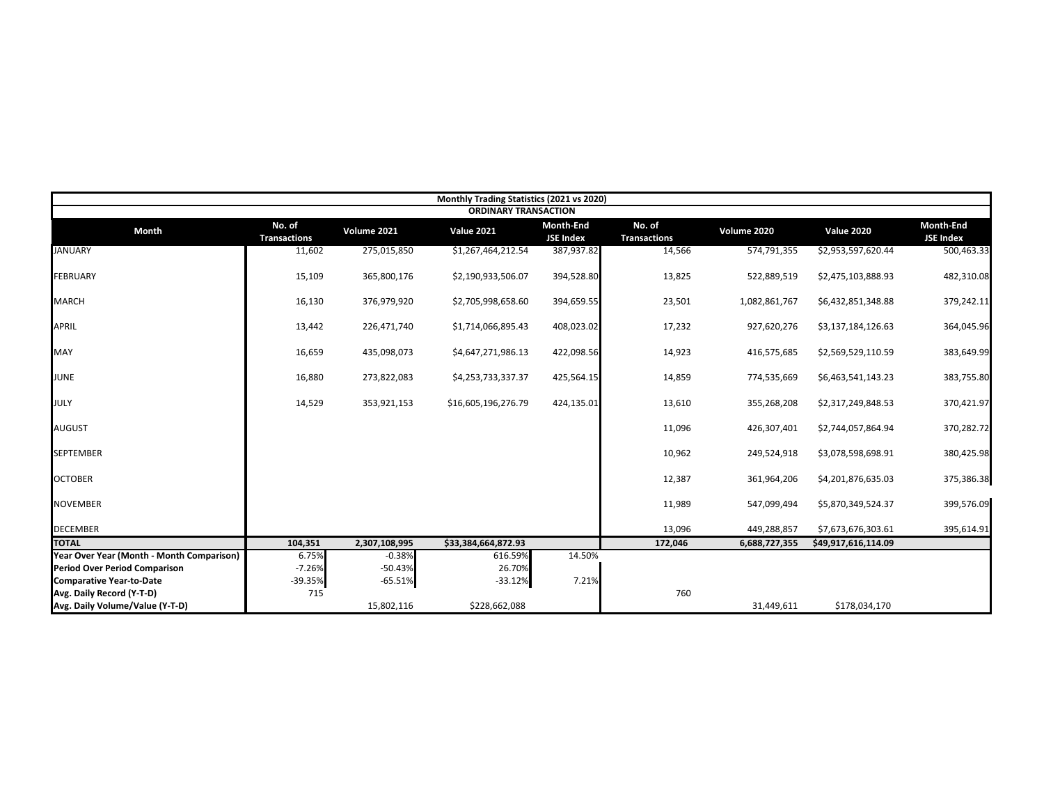| Monthly Trading Statistics (2021 vs 2020) | | | | | | | | |
|---|---|---|---|---|---|---|---|---|
| ORDINARY TRANSACTION | | | | | | | | |
| **Month** | **No. of Transactions** | **Volume 2021** | **Value 2021** | **Month-End JSE Index** | **No. of Transactions** | **Volume 2020** | **Value 2020** | **Month-End JSE Index** |
| JANUARY | 11,602 | 275,015,850 | $1,267,464,212.54 | 387,937.82 | 14,566 | 574,791,355 | $2,953,597,620.44 | 500,463.33 |
| FEBRUARY | 15,109 | 365,800,176 | $2,190,933,506.07 | 394,528.80 | 13,825 | 522,889,519 | $2,475,103,888.93 | 482,310.08 |
| MARCH | 16,130 | 376,979,920 | $2,705,998,658.60 | 394,659.55 | 23,501 | 1,082,861,767 | $6,432,851,348.88 | 379,242.11 |
| APRIL | 13,442 | 226,471,740 | $1,714,066,895.43 | 408,023.02 | 17,232 | 927,620,276 | $3,137,184,126.63 | 364,045.96 |
| MAY | 16,659 | 435,098,073 | $4,647,271,986.13 | 422,098.56 | 14,923 | 416,575,685 | $2,569,529,110.59 | 383,649.99 |
| JUNE | 16,880 | 273,822,083 | $4,253,733,337.37 | 425,564.15 | 14,859 | 774,535,669 | $6,463,541,143.23 | 383,755.80 |
| JULY | 14,529 | 353,921,153 | $16,605,196,276.79 | 424,135.01 | 13,610 | 355,268,208 | $2,317,249,848.53 | 370,421.97 |
| AUGUST | | | | | 11,096 | 426,307,401 | $2,744,057,864.94 | 370,282.72 |
| SEPTEMBER | | | | | 10,962 | 249,524,918 | $3,078,598,698.91 | 380,425.98 |
| OCTOBER | | | | | 12,387 | 361,964,206 | $4,201,876,635.03 | 375,386.38 |
| NOVEMBER | | | | | 11,989 | 547,099,494 | $5,870,349,524.37 | 399,576.09 |
| DECEMBER | | | | | 13,096 | 449,288,857 | $7,673,676,303.61 | 395,614.91 |
| **TOTAL** | **104,351** | **2,307,108,995** | **$33,384,664,872.93** | | **172,046** | **6,688,727,355** | **$49,917,616,114.09** | |
| **Year Over Year (Month - Month Comparison)** | 6.75% | -0.38% | 616.59% | 14.50% | | | | |
| **Period Over Period Comparison** | -7.26% | -50.43% | 26.70% | | | | | |
| **Comparative Year-to-Date** | -39.35% | -65.51% | -33.12% | 7.21% | | | | |
| **Avg. Daily Record (Y-T-D)** | 715 | | | | 760 | | | |
| **Avg. Daily Volume/Value (Y-T-D)** | | 15,802,116 | $228,662,088 | | | 31,449,611 | $178,034,170 | |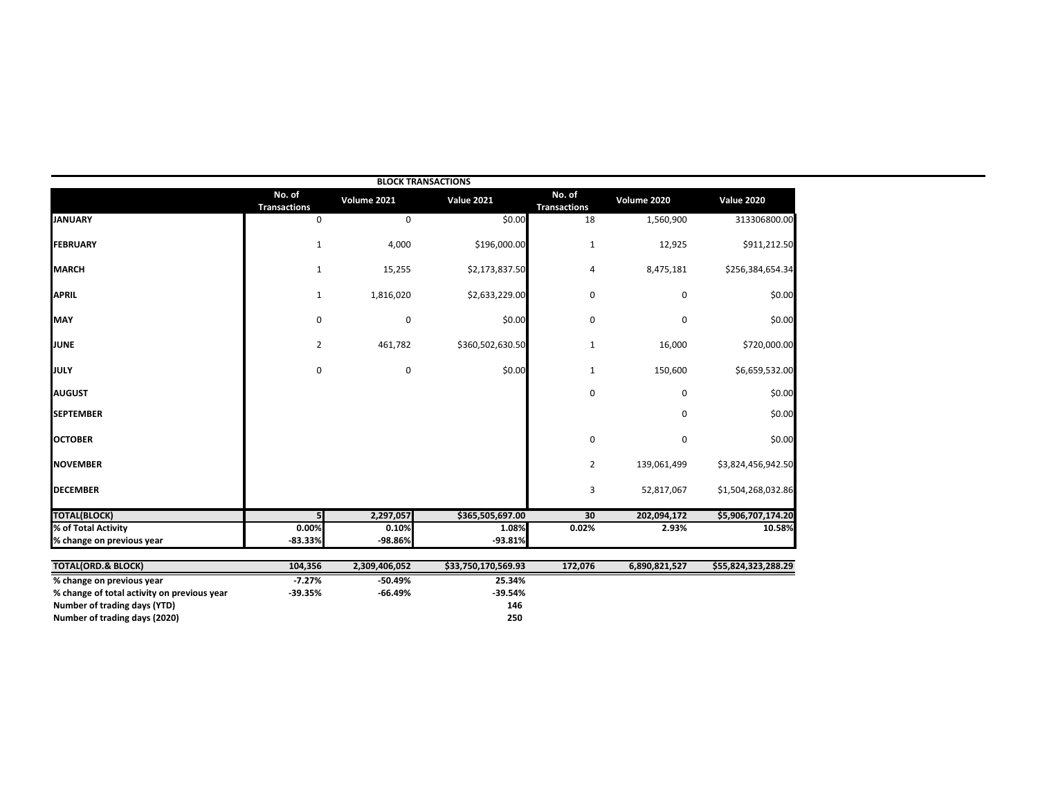## BLOCK TRANSACTIONS

| | No. of Transactions | Volume 2021 | Value 2021 | No. of Transactions | Volume 2020 | Value 2020 |
|---|---|---|---|---|---|---|
| **JANUARY** | 0 | 0 | $0.00 | 18 | 1,560,900 | 313306800.00 |
| **FEBRUARY** | 1 | 4,000 | $196,000.00 | 1 | 12,925 | $911,212.50 |
| **MARCH** | 1 | 15,255 | $2,173,837.50 | 4 | 8,475,181 | $256,384,654.34 |
| **APRIL** | 1 | 1,816,020 | $2,633,229.00 | 0 | 0 | $0.00 |
| **MAY** | 0 | 0 | $0.00 | 0 | 0 | $0.00 |
| **JUNE** | 2 | 461,782 | $360,502,630.50 | 1 | 16,000 | $720,000.00 |
| **JULY** | 0 | 0 | $0.00 | 1 | 150,600 | $6,659,532.00 |
| **AUGUST** | | | | 0 | 0 | $0.00 |
| **SEPTEMBER** | | | | | 0 | $0.00 |
| **OCTOBER** | | | | 0 | 0 | $0.00 |
| **NOVEMBER** | | | | 2 | 139,061,499 | $3,824,456,942.50 |
| **DECEMBER** | | | | 3 | 52,817,067 | $1,504,268,032.86 |
| **TOTAL(BLOCK)** | **5** | **2,297,057** | **$365,505,697.00** | **30** | **202,094,172** | **$5,906,707,174.20** |
| **% of Total Activity** | **0.00%** | **0.10%** | **1.08%** | **0.02%** | **2.93%** | **10.58%** |
| **% change on previous year** | **-83.33%** | **-98.86%** | **-93.81%** | | | |

| | | | | | | |
|---|---|---|---|---|---|---|
| **TOTAL(ORD.& BLOCK)** | **104,356** | **2,309,406,052** | **$33,750,170,569.93** | **172,076** | **6,890,821,527** | **$55,824,323,288.29** |
| **% change on previous year** | **-7.27%** | **-50.49%** | **25.34%** | | | |
| **% change of total activity on previous year** | **-39.35%** | **-66.49%** | **-39.54%** | | | |
| **Number of trading days (YTD)** | | | **146** | | | |
| **Number of trading days (2020)** | | | **250** | | | |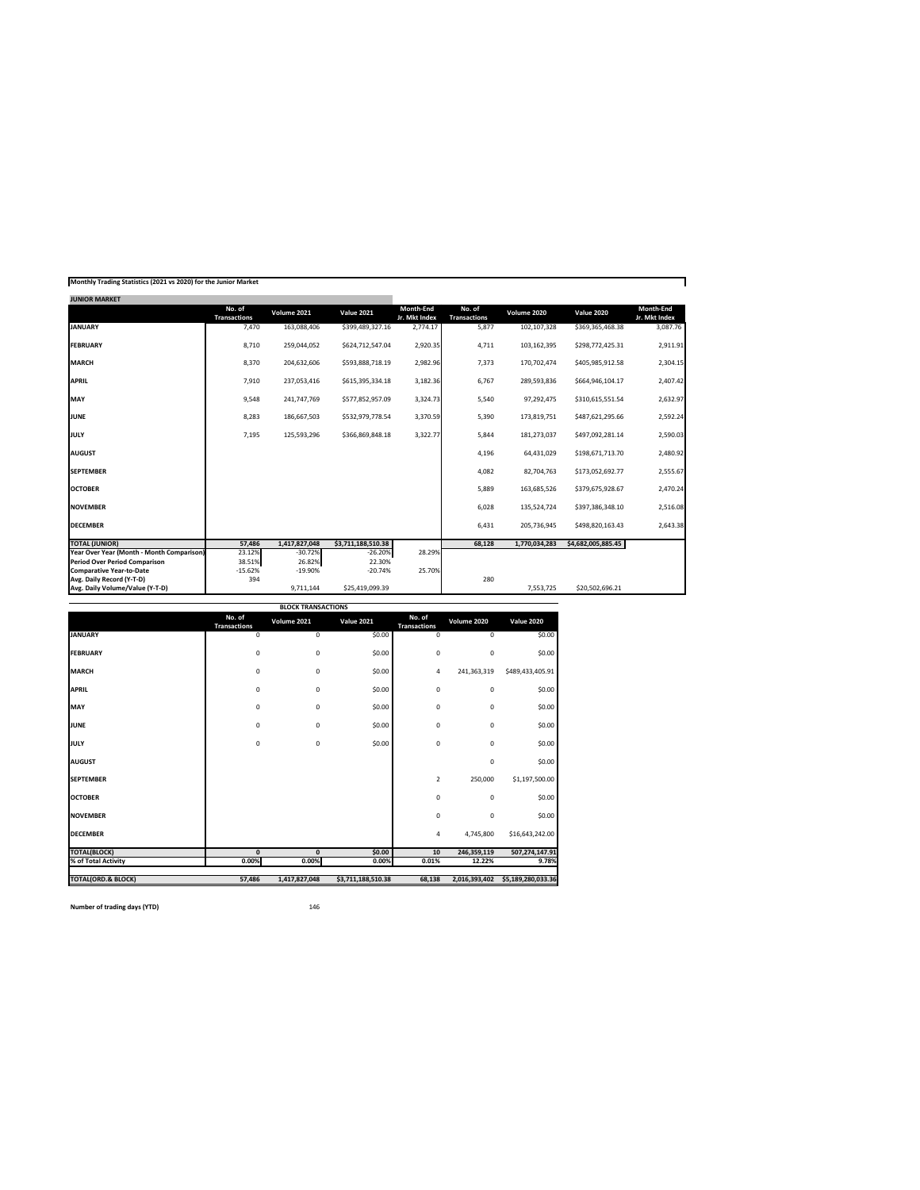**Monthly Trading Statistics (2021 vs 2020) for the Junior Market**

| JUNIOR MARKET | No. of Transactions | Volume 2021 | Value 2021 | Month-End Jr. Mkt Index | No. of Transactions | Volume 2020 | Value 2020 | Month-End Jr. Mkt Index |
|---|---|---|---|---|---|---|---|---|
| **JANUARY** | 7,470 | 163,088,406 | $399,489,327.16 | 2,774.17 | 5,877 | 102,107,328 | $369,365,468.38 | 3,087.76 |
| **FEBRUARY** | 8,710 | 259,044,052 | $624,712,547.04 | 2,920.35 | 4,711 | 103,162,395 | $298,772,425.31 | 2,911.91 |
| **MARCH** | 8,370 | 204,632,606 | $593,888,718.19 | 2,982.96 | 7,373 | 170,702,474 | $405,985,912.58 | 2,304.15 |
| **APRIL** | 7,910 | 237,053,416 | $615,395,334.18 | 3,182.36 | 6,767 | 289,593,836 | $664,946,104.17 | 2,407.42 |
| **MAY** | 9,548 | 241,747,769 | $577,852,957.09 | 3,324.73 | 5,540 | 97,292,475 | $310,615,551.54 | 2,632.97 |
| **JUNE** | 8,283 | 186,667,503 | $532,979,778.54 | 3,370.59 | 5,390 | 173,819,751 | $487,621,295.66 | 2,592.24 |
| **JULY** | 7,195 | 125,593,296 | $366,869,848.18 | 3,322.77 | 5,844 | 181,273,037 | $497,092,281.14 | 2,590.03 |
| **AUGUST** | | | | | 4,196 | 64,431,029 | $198,671,713.70 | 2,480.92 |
| **SEPTEMBER** | | | | | 4,082 | 82,704,763 | $173,052,692.77 | 2,555.67 |
| **OCTOBER** | | | | | 5,889 | 163,685,526 | $379,675,928.67 | 2,470.24 |
| **NOVEMBER** | | | | | 6,028 | 135,524,724 | $397,386,348.10 | 2,516.08 |
| **DECEMBER** | | | | | 6,431 | 205,736,945 | $498,820,163.43 | 2,643.38 |
| **TOTAL (JUNIOR)** | 57,486 | 1,417,827,048 | $3,711,188,510.38 | | 68,128 | 1,770,034,283 | $4,682,005,885.45 | |
| **Year Over Year (Month - Month Comparison)** | 23.12% | -30.72% | -26.20% | 28.29% | | | | |
| **Period Over Period Comparison** | 38.51% | 26.82% | 22.30% | | | | | |
| **Comparative Year-to-Date** | -15.62% | -19.90% | -20.74% | 25.70% | | | | |
| **Avg. Daily Record (Y-T-D)** | 394 | | | | 280 | | | |
| **Avg. Daily Volume/Value (Y-T-D)** | | 9,711,144 | $25,419,099.39 | | | 7,553,725 | $20,502,696.21 | |

**BLOCK TRANSACTIONS**

| | No. of Transactions | Volume 2021 | Value 2021 | No. of Transactions | Volume 2020 | Value 2020 |
|---|---|---|---|---|---|---|
| **JANUARY** | 0 | 0 | $0.00 | 0 | 0 | $0.00 |
| **FEBRUARY** | 0 | 0 | $0.00 | 0 | 0 | $0.00 |
| **MARCH** | 0 | 0 | $0.00 | 4 | 241,363,319 | $489,433,405.91 |
| **APRIL** | 0 | 0 | $0.00 | 0 | 0 | $0.00 |
| **MAY** | 0 | 0 | $0.00 | 0 | 0 | $0.00 |
| **JUNE** | 0 | 0 | $0.00 | 0 | 0 | $0.00 |
| **JULY** | 0 | 0 | $0.00 | 0 | 0 | $0.00 |
| **AUGUST** | | | | | 0 | $0.00 |
| **SEPTEMBER** | | | | 2 | 250,000 | $1,197,500.00 |
| **OCTOBER** | | | | 0 | 0 | $0.00 |
| **NOVEMBER** | | | | 0 | 0 | $0.00 |
| **DECEMBER** | | | | 4 | 4,745,800 | $16,643,242.00 |
| **TOTAL(BLOCK)** | 0 | 0 | $0.00 | 10 | 246,359,119 | 507,274,147.91 |
| **% of Total Activity** | 0.00% | 0.00% | 0.00% | 0.01% | 12.22% | 9.78% |
| **TOTAL(ORD.& BLOCK)** | 57,486 | 1,417,827,048 | $3,711,188,510.38 | 68,138 | 2,016,393,402 | $5,189,280,033.36 |

**Number of trading days (YTD)** 146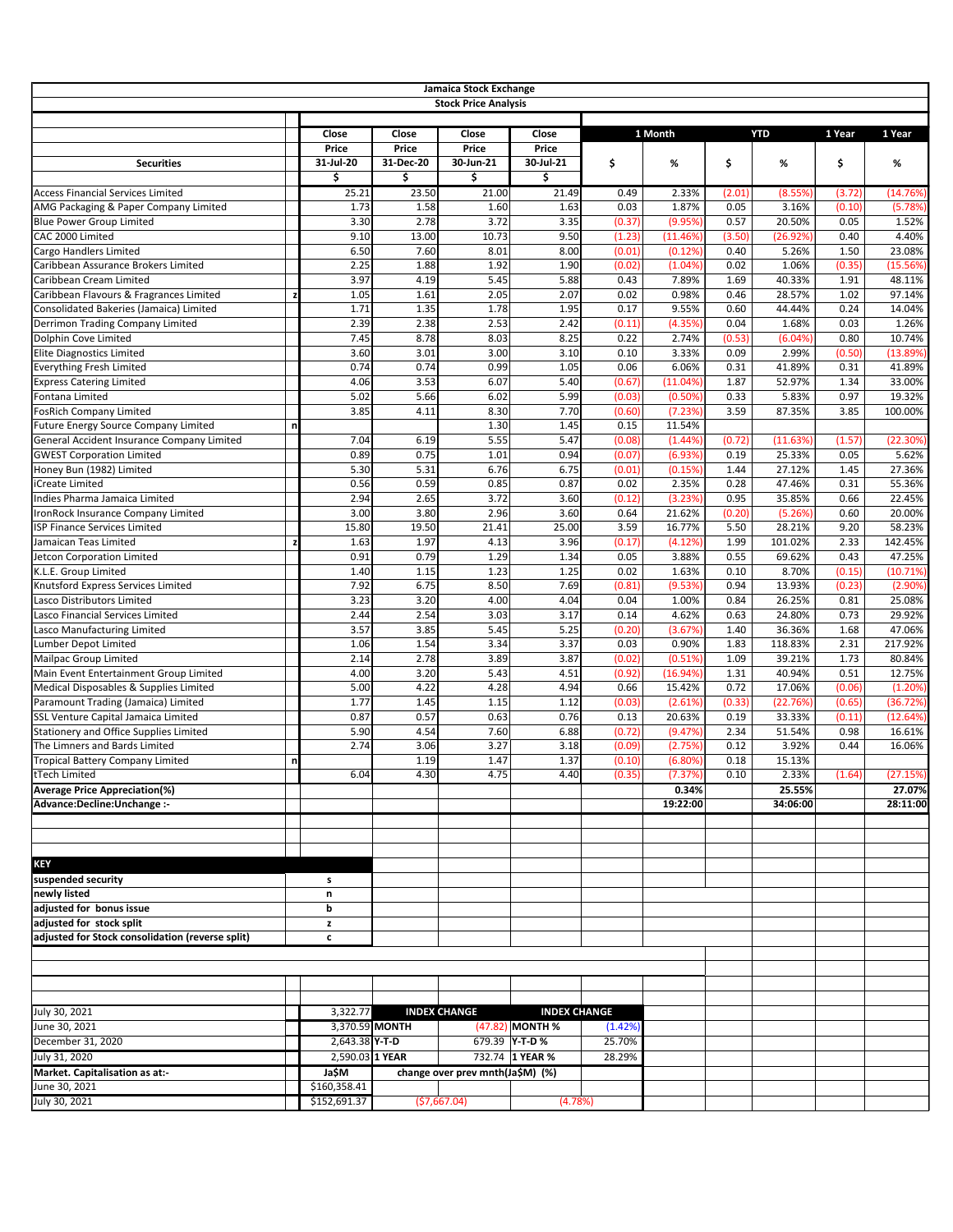# Jamaica Stock Exchange

## Stock Price Analysis

| Securities | | Close Price 31-Jul-20 $ | Close Price 31-Dec-20 $ | Close Price 30-Jun-21 $ | Close Price 30-Jul-21 $ | 1 Month $ | 1 Month % | YTD $ | YTD % | 1 Year $ | 1 Year % |
|---|---|---|---|---|---|---|---|---|---|---|---|
| Access Financial Services Limited | | 25.21 | 23.50 | 21.00 | 21.49 | 0.49 | 2.33% | (2.01) | (8.55%) | (3.72) | (14.76%) |
| AMG Packaging & Paper Company Limited | | 1.73 | 1.58 | 1.60 | 1.63 | 0.03 | 1.87% | 0.05 | 3.16% | (0.10) | (5.78%) |
| Blue Power Group Limited | | 3.30 | 2.78 | 3.72 | 3.35 | (0.37) | (9.95%) | 0.57 | 20.50% | 0.05 | 1.52% |
| CAC 2000 Limited | | 9.10 | 13.00 | 10.73 | 9.50 | (1.23) | (11.46%) | (3.50) | (26.92%) | 0.40 | 4.40% |
| Cargo Handlers Limited | | 6.50 | 7.60 | 8.01 | 8.00 | (0.01) | (0.12%) | 0.40 | 5.26% | 1.50 | 23.08% |
| Caribbean Assurance Brokers Limited | | 2.25 | 1.88 | 1.92 | 1.90 | (0.02) | (1.04%) | 0.02 | 1.06% | (0.35) | (15.56%) |
| Caribbean Cream Limited | | 3.97 | 4.19 | 5.45 | 5.88 | 0.43 | 7.89% | 1.69 | 40.33% | 1.91 | 48.11% |
| Caribbean Flavours & Fragrances Limited | z | 1.05 | 1.61 | 2.05 | 2.07 | 0.02 | 0.98% | 0.46 | 28.57% | 1.02 | 97.14% |
| Consolidated Bakeries (Jamaica) Limited | | 1.71 | 1.35 | 1.78 | 1.95 | 0.17 | 9.55% | 0.60 | 44.44% | 0.24 | 14.04% |
| Derrimon Trading Company Limited | | 2.39 | 2.38 | 2.53 | 2.42 | (0.11) | (4.35%) | 0.04 | 1.68% | 0.03 | 1.26% |
| Dolphin Cove Limited | | 7.45 | 8.78 | 8.03 | 8.25 | 0.22 | 2.74% | (0.53) | (6.04%) | 0.80 | 10.74% |
| Elite Diagnostics Limited | | 3.60 | 3.01 | 3.00 | 3.10 | 0.10 | 3.33% | 0.09 | 2.99% | (0.50) | (13.89%) |
| Everything Fresh Limited | | 0.74 | 0.74 | 0.99 | 1.05 | 0.06 | 6.06% | 0.31 | 41.89% | 0.31 | 41.89% |
| Express Catering Limited | | 4.06 | 3.53 | 6.07 | 5.40 | (0.67) | (11.04%) | 1.87 | 52.97% | 1.34 | 33.00% |
| Fontana Limited | | 5.02 | 5.66 | 6.02 | 5.99 | (0.03) | (0.50%) | 0.33 | 5.83% | 0.97 | 19.32% |
| FosRich Company Limited | | 3.85 | 4.11 | 8.30 | 7.70 | (0.60) | (7.23%) | 3.59 | 87.35% | 3.85 | 100.00% |
| Future Energy Source Company Limited | n | | | 1.30 | 1.45 | 0.15 | 11.54% | | | | |
| General Accident Insurance Company Limited | | 7.04 | 6.19 | 5.55 | 5.47 | (0.08) | (1.44%) | (0.72) | (11.63%) | (1.57) | (22.30%) |
| GWEST Corporation Limited | | 0.89 | 0.75 | 1.01 | 0.94 | (0.07) | (6.93%) | 0.19 | 25.33% | 0.05 | 5.62% |
| Honey Bun (1982) Limited | | 5.30 | 5.31 | 6.76 | 6.75 | (0.01) | (0.15%) | 1.44 | 27.12% | 1.45 | 27.36% |
| iCreate Limited | | 0.56 | 0.59 | 0.85 | 0.87 | 0.02 | 2.35% | 0.28 | 47.46% | 0.31 | 55.36% |
| Indies Pharma Jamaica Limited | | 2.94 | 2.65 | 3.72 | 3.60 | (0.12) | (3.23%) | 0.95 | 35.85% | 0.66 | 22.45% |
| IronRock Insurance Company Limited | | 3.00 | 3.80 | 2.96 | 3.60 | 0.64 | 21.62% | (0.20) | (5.26%) | 0.60 | 20.00% |
| ISP Finance Services Limited | | 15.80 | 19.50 | 21.41 | 25.00 | 3.59 | 16.77% | 5.50 | 28.21% | 9.20 | 58.23% |
| Jamaican Teas Limited | z | 1.63 | 1.97 | 4.13 | 3.96 | (0.17) | (4.12%) | 1.99 | 101.02% | 2.33 | 142.45% |
| Jetcon Corporation Limited | | 0.91 | 0.79 | 1.29 | 1.34 | 0.05 | 3.88% | 0.55 | 69.62% | 0.43 | 47.25% |
| K.L.E. Group Limited | | 1.40 | 1.15 | 1.23 | 1.25 | 0.02 | 1.63% | 0.10 | 8.70% | (0.15) | (10.71%) |
| Knutsford Express Services Limited | | 7.92 | 6.75 | 8.50 | 7.69 | (0.81) | (9.53%) | 0.94 | 13.93% | (0.23) | (2.90%) |
| Lasco Distributors Limited | | 3.23 | 3.20 | 4.00 | 4.04 | 0.04 | 1.00% | 0.84 | 26.25% | 0.81 | 25.08% |
| Lasco Financial Services Limited | | 2.44 | 2.54 | 3.03 | 3.17 | 0.14 | 4.62% | 0.63 | 24.80% | 0.73 | 29.92% |
| Lasco Manufacturing Limited | | 3.57 | 3.85 | 5.45 | 5.25 | (0.20) | (3.67%) | 1.40 | 36.36% | 1.68 | 47.06% |
| Lumber Depot Limited | | 1.06 | 1.54 | 3.34 | 3.37 | 0.03 | 0.90% | 1.83 | 118.83% | 2.31 | 217.92% |
| Mailpac Group Limited | | 2.14 | 2.78 | 3.89 | 3.87 | (0.02) | (0.51%) | 1.09 | 39.21% | 1.73 | 80.84% |
| Main Event Entertainment Group Limited | | 4.00 | 3.20 | 5.43 | 4.51 | (0.92) | (16.94%) | 1.31 | 40.94% | 0.51 | 12.75% |
| Medical Disposables & Supplies Limited | | 5.00 | 4.22 | 4.28 | 4.94 | 0.66 | 15.42% | 0.72 | 17.06% | (0.06) | (1.20%) |
| Paramount Trading (Jamaica) Limited | | 1.77 | 1.45 | 1.15 | 1.12 | (0.03) | (2.61%) | (0.33) | (22.76%) | (0.65) | (36.72%) |
| SSL Venture Capital Jamaica Limited | | 0.87 | 0.57 | 0.63 | 0.76 | 0.13 | 20.63% | 0.19 | 33.33% | (0.11) | (12.64%) |
| Stationery and Office Supplies Limited | | 5.90 | 4.54 | 7.60 | 6.88 | (0.72) | (9.47%) | 2.34 | 51.54% | 0.98 | 16.61% |
| The Limners and Bards Limited | | 2.74 | 3.06 | 3.27 | 3.18 | (0.09) | (2.75%) | 0.12 | 3.92% | 0.44 | 16.06% |
| Tropical Battery Company Limited | n | | 1.19 | 1.47 | 1.37 | (0.10) | (6.80%) | 0.18 | 15.13% | | |
| tTech Limited | | 6.04 | 4.30 | 4.75 | 4.40 | (0.35) | (7.37%) | 0.10 | 2.33% | (1.64) | (27.15%) |
| **Average Price Appreciation(%)** | | | | | | | **0.34%** | | **25.55%** | | **27.07%** |
| **Advance:Decline:Unchange :-** | | | | | | | **19:22:00** | | **34:06:00** | | **28:11:00** |

| KEY | |
|---|---|
| suspended security | s |
| newly listed | n |
| adjusted for bonus issue | b |
| adjusted for stock split | z |
| adjusted for Stock consolidation (reverse split) | c |

| | | INDEX CHANGE | | INDEX CHANGE | |
|---|---|---|---|---|---|
| July 30, 2021 | 3,322.77 | | | | |
| June 30, 2021 | 3,370.59 | MONTH | (47.82) | MONTH % | (1.42%) |
| December 31, 2020 | 2,643.38 | Y-T-D | 679.39 | Y-T-D % | 25.70% |
| July 31, 2020 | 2,590.03 | 1 YEAR | 732.74 | 1 YEAR % | 28.29% |

| Market. Capitalisation as at:- | Ja$M | change over prev mnth(Ja$M) | (%) |
|---|---|---|---|
| June 30, 2021 | $160,358.41 | | |
| July 30, 2021 | $152,691.37 | ($7,667.04) | (4.78%) |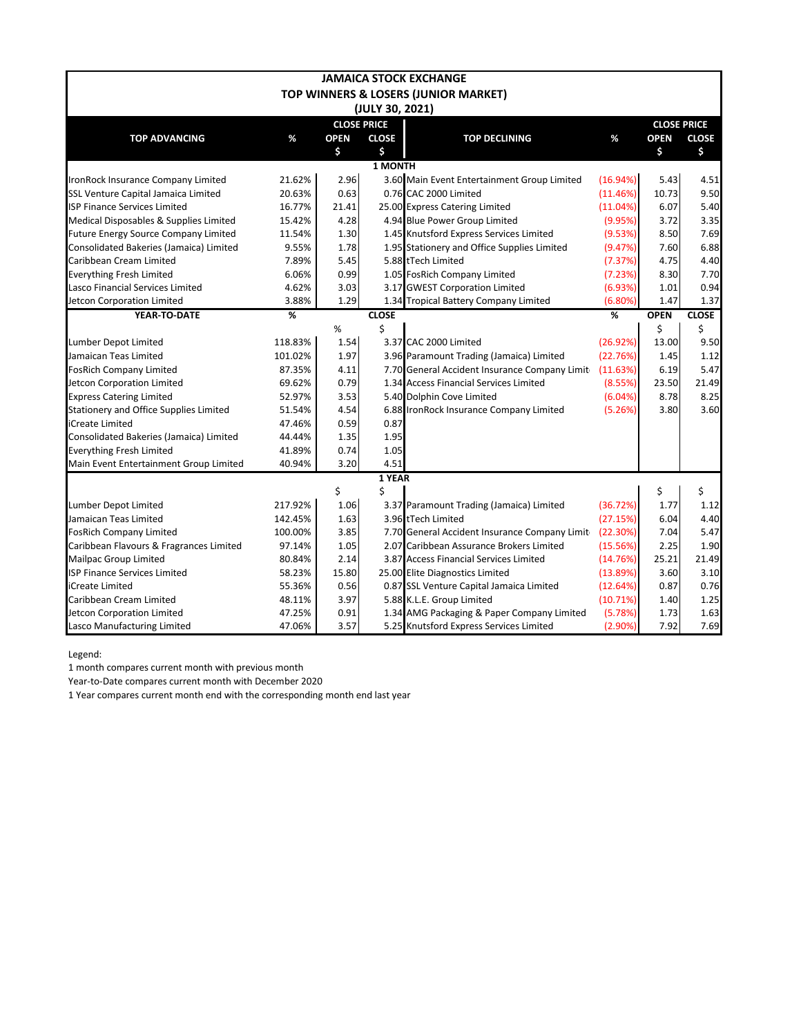# JAMAICA STOCK EXCHANGE
## TOP WINNERS & LOSERS (JUNIOR MARKET)
### (JULY 30, 2021)

| TOP ADVANCING | % | CLOSE PRICE OPEN $ | CLOSE $ | TOP DECLINING | % | CLOSE PRICE OPEN $ | CLOSE $ |
|---|---|---|---|---|---|---|---|
| **1 MONTH** | | | | | | | |
| IronRock Insurance Company Limited | 21.62% | 2.96 | 3.60 | Main Event Entertainment Group Limited | (16.94%) | 5.43 | 4.51 |
| SSL Venture Capital Jamaica Limited | 20.63% | 0.63 | 0.76 | CAC 2000 Limited | (11.46%) | 10.73 | 9.50 |
| ISP Finance Services Limited | 16.77% | 21.41 | 25.00 | Express Catering Limited | (11.04%) | 6.07 | 5.40 |
| Medical Disposables & Supplies Limited | 15.42% | 4.28 | 4.94 | Blue Power Group Limited | (9.95%) | 3.72 | 3.35 |
| Future Energy Source Company Limited | 11.54% | 1.30 | 1.45 | Knutsford Express Services Limited | (9.53%) | 8.50 | 7.69 |
| Consolidated Bakeries (Jamaica) Limited | 9.55% | 1.78 | 1.95 | Stationery and Office Supplies Limited | (9.47%) | 7.60 | 6.88 |
| Caribbean Cream Limited | 7.89% | 5.45 | 5.88 | tTech Limited | (7.37%) | 4.75 | 4.40 |
| Everything Fresh Limited | 6.06% | 0.99 | 1.05 | FosRich Company Limited | (7.23%) | 8.30 | 7.70 |
| Lasco Financial Services Limited | 4.62% | 3.03 | 3.17 | GWEST Corporation Limited | (6.93%) | 1.01 | 0.94 |
| Jetcon Corporation Limited | 3.88% | 1.29 | 1.34 | Tropical Battery Company Limited | (6.80%) | 1.47 | 1.37 |
| **YEAR-TO-DATE** | **%** | % | **CLOSE** $ | | **%** | **OPEN** $ | **CLOSE** $ |
| Lumber Depot Limited | 118.83% | 1.54 | 3.37 | CAC 2000 Limited | (26.92%) | 13.00 | 9.50 |
| Jamaican Teas Limited | 101.02% | 1.97 | 3.96 | Paramount Trading (Jamaica) Limited | (22.76%) | 1.45 | 1.12 |
| FosRich Company Limited | 87.35% | 4.11 | 7.70 | General Accident Insurance Company Limit | (11.63%) | 6.19 | 5.47 |
| Jetcon Corporation Limited | 69.62% | 0.79 | 1.34 | Access Financial Services Limited | (8.55%) | 23.50 | 21.49 |
| Express Catering Limited | 52.97% | 3.53 | 5.40 | Dolphin Cove Limited | (6.04%) | 8.78 | 8.25 |
| Stationery and Office Supplies Limited | 51.54% | 4.54 | 6.88 | IronRock Insurance Company Limited | (5.26%) | 3.80 | 3.60 |
| iCreate Limited | 47.46% | 0.59 | 0.87 | | | | |
| Consolidated Bakeries (Jamaica) Limited | 44.44% | 1.35 | 1.95 | | | | |
| Everything Fresh Limited | 41.89% | 0.74 | 1.05 | | | | |
| Main Event Entertainment Group Limited | 40.94% | 3.20 | 4.51 | | | | |
| **1 YEAR** | | $ | $ | | | $ | $ |
| Lumber Depot Limited | 217.92% | 1.06 | 3.37 | Paramount Trading (Jamaica) Limited | (36.72%) | 1.77 | 1.12 |
| Jamaican Teas Limited | 142.45% | 1.63 | 3.96 | tTech Limited | (27.15%) | 6.04 | 4.40 |
| FosRich Company Limited | 100.00% | 3.85 | 7.70 | General Accident Insurance Company Limit | (22.30%) | 7.04 | 5.47 |
| Caribbean Flavours & Fragrances Limited | 97.14% | 1.05 | 2.07 | Caribbean Assurance Brokers Limited | (15.56%) | 2.25 | 1.90 |
| Mailpac Group Limited | 80.84% | 2.14 | 3.87 | Access Financial Services Limited | (14.76%) | 25.21 | 21.49 |
| ISP Finance Services Limited | 58.23% | 15.80 | 25.00 | Elite Diagnostics Limited | (13.89%) | 3.60 | 3.10 |
| iCreate Limited | 55.36% | 0.56 | 0.87 | SSL Venture Capital Jamaica Limited | (12.64%) | 0.87 | 0.76 |
| Caribbean Cream Limited | 48.11% | 3.97 | 5.88 | K.L.E. Group Limited | (10.71%) | 1.40 | 1.25 |
| Jetcon Corporation Limited | 47.25% | 0.91 | 1.34 | AMG Packaging & Paper Company Limited | (5.78%) | 1.73 | 1.63 |
| Lasco Manufacturing Limited | 47.06% | 3.57 | 5.25 | Knutsford Express Services Limited | (2.90%) | 7.92 | 7.69 |

Legend:

1 month compares current month with previous month

Year-to-Date compares current month with December 2020

1 Year compares current month end with the corresponding month end last year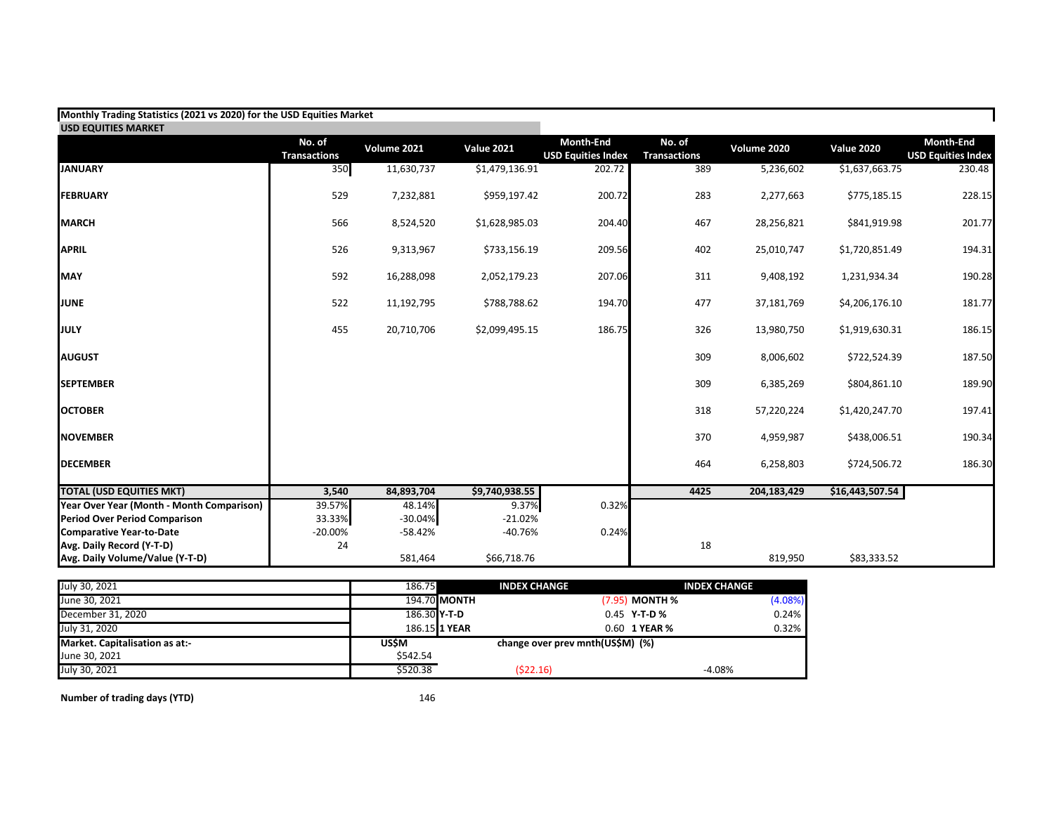**Monthly Trading Statistics (2021 vs 2020) for the USD Equities Market**

**USD EQUITIES MARKET**

| | No. of Transactions | Volume 2021 | Value 2021 | Month-End USD Equities Index | No. of Transactions | Volume 2020 | Value 2020 | Month-End USD Equities Index |
|---|---|---|---|---|---|---|---|---|
| **JANUARY** | 350 | 11,630,737 | $1,479,136.91 | 202.72 | 389 | 5,236,602 | $1,637,663.75 | 230.48 |
| **FEBRUARY** | 529 | 7,232,881 | $959,197.42 | 200.72 | 283 | 2,277,663 | $775,185.15 | 228.15 |
| **MARCH** | 566 | 8,524,520 | $1,628,985.03 | 204.40 | 467 | 28,256,821 | $841,919.98 | 201.77 |
| **APRIL** | 526 | 9,313,967 | $733,156.19 | 209.56 | 402 | 25,010,747 | $1,720,851.49 | 194.31 |
| **MAY** | 592 | 16,288,098 | 2,052,179.23 | 207.06 | 311 | 9,408,192 | 1,231,934.34 | 190.28 |
| **JUNE** | 522 | 11,192,795 | $788,788.62 | 194.70 | 477 | 37,181,769 | $4,206,176.10 | 181.77 |
| **JULY** | 455 | 20,710,706 | $2,099,495.15 | 186.75 | 326 | 13,980,750 | $1,919,630.31 | 186.15 |
| **AUGUST** | | | | | 309 | 8,006,602 | $722,524.39 | 187.50 |
| **SEPTEMBER** | | | | | 309 | 6,385,269 | $804,861.10 | 189.90 |
| **OCTOBER** | | | | | 318 | 57,220,224 | $1,420,247.70 | 197.41 |
| **NOVEMBER** | | | | | 370 | 4,959,987 | $438,006.51 | 190.34 |
| **DECEMBER** | | | | | 464 | 6,258,803 | $724,506.72 | 186.30 |
| **TOTAL (USD EQUITIES MKT)** | **3,540** | **84,893,704** | **$9,740,938.55** | | **4425** | **204,183,429** | **$16,443,507.54** | |
| **Year Over Year (Month - Month Comparison)** | 39.57% | 48.14% | 9.37% | 0.32% | | | | |
| **Period Over Period Comparison** | 33.33% | -30.04% | -21.02% | | | | | |
| **Comparative Year-to-Date** | -20.00% | -58.42% | -40.76% | 0.24% | | | | |
| **Avg. Daily Record (Y-T-D)** | 24 | | | | 18 | | | |
| **Avg. Daily Volume/Value (Y-T-D)** | | 581,464 | $66,718.76 | | | 819,950 | $83,333.52 | |

| | | INDEX CHANGE | | INDEX CHANGE | |
|---|---|---|---|---|---|
| July 30, 2021 | 186.75 | | | | |
| June 30, 2021 | 194.70 | **MONTH** | (7.95) | **MONTH %** | (4.08%) |
| December 31, 2020 | 186.30 | **Y-T-D** | 0.45 | **Y-T-D %** | 0.24% |
| July 31, 2020 | 186.15 | **1 YEAR** | 0.60 | **1 YEAR %** | 0.32% |
| **Market. Capitalisation as at:-** | **US$M** | **change over prev mnth(US$M) (%)** | | | |
| June 30, 2021 | $542.54 | | | | |
| July 30, 2021 | $520.38 | ($22.16) | | -4.08% | |

**Number of trading days (YTD)** 146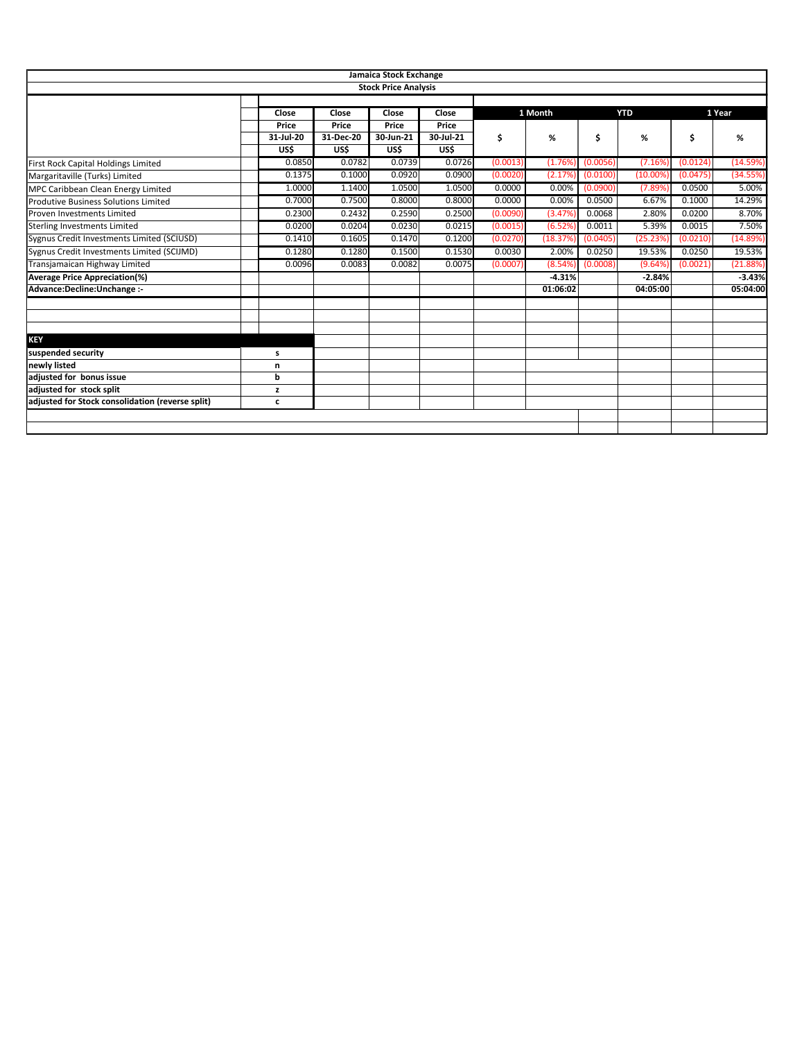# Jamaica Stock Exchange

## Stock Price Analysis

| | Close Price 31-Jul-20 US$ | Close Price 31-Dec-20 US$ | Close Price 30-Jun-21 US$ | Close Price 30-Jul-21 US$ | 1 Month $ | 1 Month % | YTD $ | YTD % | 1 Year $ | 1 Year % |
|---|---|---|---|---|---|---|---|---|---|---|
| First Rock Capital Holdings Limited | 0.0850 | 0.0782 | 0.0739 | 0.0726 | (0.0013) | (1.76%) | (0.0056) | (7.16%) | (0.0124) | (14.59%) |
| Margaritaville (Turks) Limited | 0.1375 | 0.1000 | 0.0920 | 0.0900 | (0.0020) | (2.17%) | (0.0100) | (10.00%) | (0.0475) | (34.55%) |
| MPC Caribbean Clean Energy Limited | 1.0000 | 1.1400 | 1.0500 | 1.0500 | 0.0000 | 0.00% | (0.0900) | (7.89%) | 0.0500 | 5.00% |
| Produtive Business Solutions Limited | 0.7000 | 0.7500 | 0.8000 | 0.8000 | 0.0000 | 0.00% | 0.0500 | 6.67% | 0.1000 | 14.29% |
| Proven Investments Limited | 0.2300 | 0.2432 | 0.2590 | 0.2500 | (0.0090) | (3.47%) | 0.0068 | 2.80% | 0.0200 | 8.70% |
| Sterling Investments Limited | 0.0200 | 0.0204 | 0.0230 | 0.0215 | (0.0015) | (6.52%) | 0.0011 | 5.39% | 0.0015 | 7.50% |
| Sygnus Credit Investments Limited (SCIUSD) | 0.1410 | 0.1605 | 0.1470 | 0.1200 | (0.0270) | (18.37%) | (0.0405) | (25.23%) | (0.0210) | (14.89%) |
| Sygnus Credit Investments Limited (SCIJMD) | 0.1280 | 0.1280 | 0.1500 | 0.1530 | 0.0030 | 2.00% | 0.0250 | 19.53% | 0.0250 | 19.53% |
| Transjamaican Highway Limited | 0.0096 | 0.0083 | 0.0082 | 0.0075 | (0.0007) | (8.54%) | (0.0008) | (9.64%) | (0.0021) | (21.88%) |
| **Average Price Appreciation(%)** | | | | | | **-4.31%** | | **-2.84%** | | **-3.43%** |
| **Advance:Decline:Unchange :-** | | | | | | **01:06:02** | | **04:05:00** | | **05:04:00** |

| **KEY** | |
|---|---|
| **suspended security** | **s** |
| **newly listed** | **n** |
| **adjusted for bonus issue** | **b** |
| **adjusted for stock split** | **z** |
| **adjusted for Stock consolidation (reverse split)** | **c** |